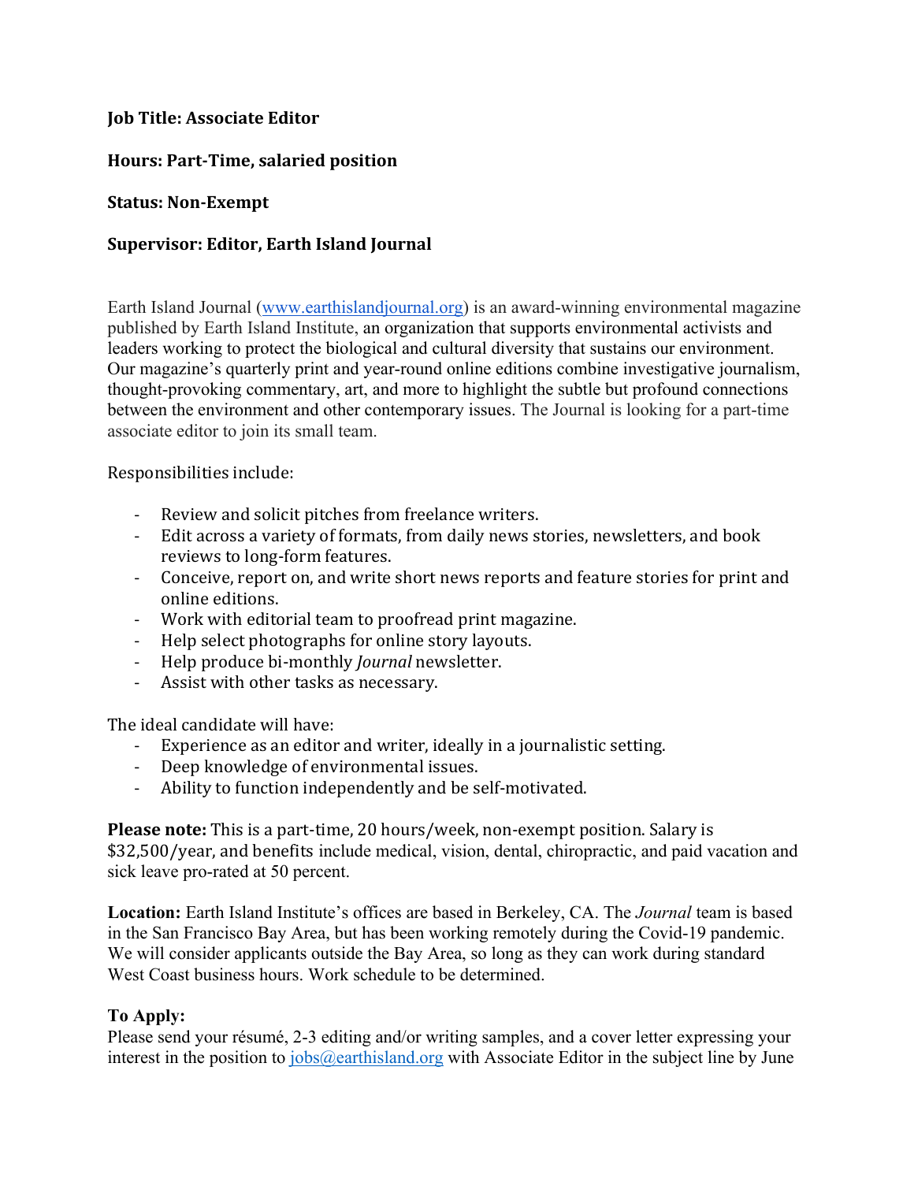**Job Title: Associate Editor**

**Hours: Part-Time, salaried position**

**Status: Non-Exempt**

**Supervisor: Editor, Earth Island Journal**

Earth Island Journal ([www.earthislandjournal.org](www.earthislandjournal.org)) is an award-winning environmental magazine published by Earth Island Institute, an organization that supports environmental activists and leaders working to protect the biological and cultural diversity that sustains our environment. Our magazine's quarterly print and year-round online editions combine investigative journalism, thought-provoking commentary, art, and more to highlight the subtle but profound connections between the environment and other contemporary issues. The Journal is looking for a part-time associate editor to join its small team.

Responsibilities include:

- Review and solicit pitches from freelance writers.
- Edit across a variety of formats, from daily news stories, newsletters, and book reviews to long-form features.
- Conceive, report on, and write short news reports and feature stories for print and online editions.
- Work with editorial team to proofread print magazine.
- Help select photographs for online story layouts.
- Help produce bi-monthly *Journal* newsletter.
- Assist with other tasks as necessary.

The ideal candidate will have:

- Experience as an editor and writer, ideally in a journalistic setting.
- Deep knowledge of environmental issues.
- Ability to function independently and be self-motivated.

**Please note:** This is a part-time, 20 hours/week, non-exempt position. Salary is $32,500/year, and benefits include medical, vision, dental, chiropractic, and paid vacation and sick leave pro-rated at 50 percent.

**Location:** Earth Island Institute's offices are based in Berkeley, CA. The *Journal* team is based in the San Francisco Bay Area, but has been working remotely during the Covid-19 pandemic. We will consider applicants outside the Bay Area, so long as they can work during standard West Coast business hours. Work schedule to be determined.

**To Apply:**

Please send your résumé, 2-3 editing and/or writing samples, and a cover letter expressing your interest in the position to [jobs@earthisland.org](mailto:jobs@earthisland.org) with Associate Editor in the subject line by June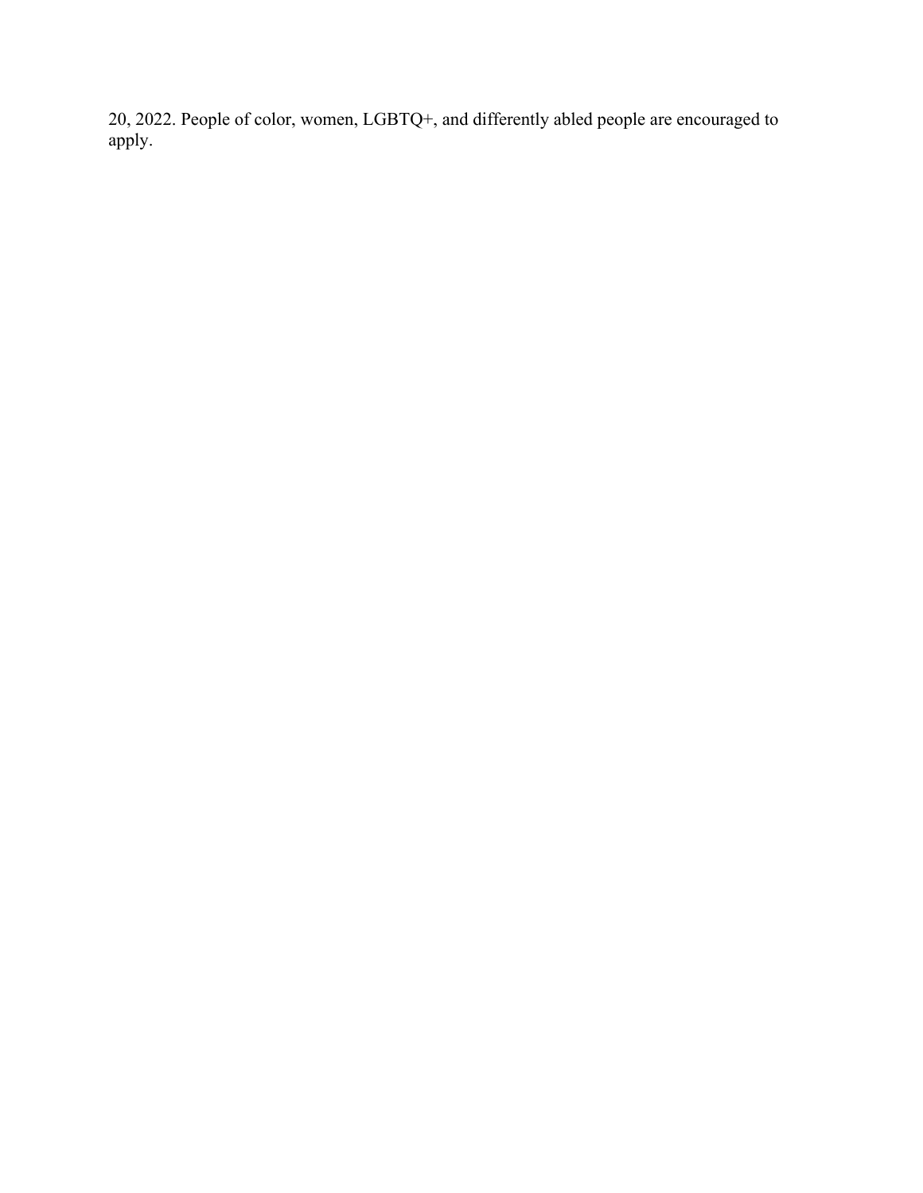20, 2022. People of color, women, LGBTQ+, and differently abled people are encouraged to apply.